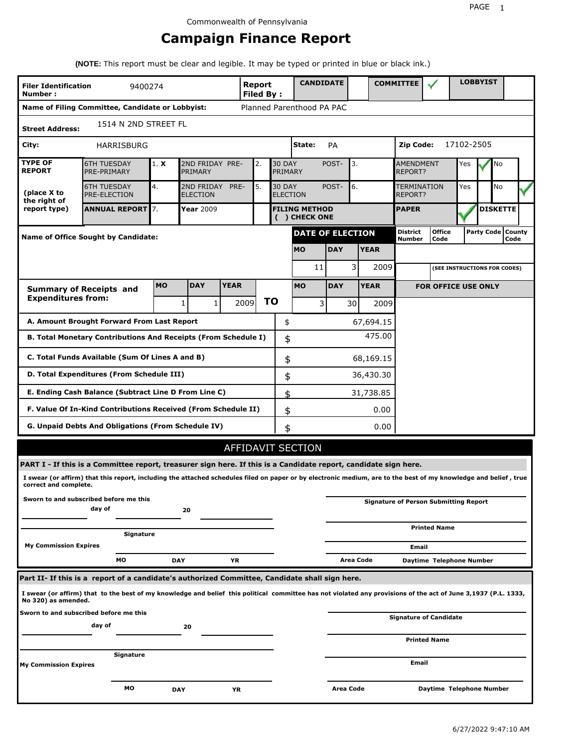Commonwealth of Pennsylvania

# Campaign Finance Report

**(NOTE:** This report must be clear and legible. It may be typed or printed in blue or black ink.)

| **Filer Identification Number :** | 9400274 | **Report Filed By :** | **CANDIDATE** | | **COMMITTEE** | ✓ | **LOBBYIST** | |
|---|---|---|---|---|---|---|---|---|

**Name of Filing Committee, Candidate or Lobbyist:** Planned Parenthood PA PAC

**Street Address:** 1514 N 2ND STREET FL

**City:** HARRISBURG **State:** PA **Zip Code:** 17102-2505

| **TYPE OF REPORT** (place X to the right of report type) | | | | | | | | | | |
|---|---|---|---|---|---|---|---|---|---|---|
| 6TH TUESDAY PRE-PRIMARY | 1. **X** | 2ND FRIDAY PRE-PRIMARY | 2. | 30 DAY POST-PRIMARY | 3. | AMENDMENT REPORT? | Yes | ✓ | No | |
| 6TH TUESDAY PRE-ELECTION | 4. | 2ND FRIDAY PRE-ELECTION | 5. | 30 DAY POST-ELECTION | 6. | TERMINATION REPORT? | Yes | | No | ✓ |
| **ANNUAL REPORT** | 7. | **Year** 2009 | | **FILING METHOD ( ) CHECK ONE** | | **PAPER** | ✓ | **DISKETTE** | | |

**Name of Office Sought by Candidate:**

| **DATE OF ELECTION** | | | **District Number** | **Office Code** | **Party Code** | **County Code** |
|---|---|---|---|---|---|---|
| **MO** | **DAY** | **YEAR** | | | | |
| 11 | 3 | 2009 | | (SEE INSTRUCTIONS FOR CODES) | | |

| **Summary of Receipts and Expenditures from:** | **MO** | **DAY** | **YEAR** | **TO** | **MO** | **DAY** | **YEAR** | **FOR OFFICE USE ONLY** |
|---|---|---|---|---|---|---|---|---|
| | 1 | 1 | 2009 | | 3 | 30 | 2009 | |

| | | |
|---|---|---|
| **A. Amount Brought Forward From Last Report** | $ | 67,694.15 |
| **B. Total Monetary Contributions And Receipts (From Schedule I)** | $ | 475.00 |
| **C. Total Funds Available (Sum Of Lines A and B)** | $ | 68,169.15 |
| **D. Total Expenditures (From Schedule III)** | $ | 36,430.30 |
| **E. Ending Cash Balance (Subtract Line D From Line C)** | $ | 31,738.85 |
| **F. Value Of In-Kind Contributions Received (From Schedule II)** | $ | 0.00 |
| **G. Unpaid Debts And Obligations (From Schedule IV)** | $ | 0.00 |

## AFFIDAVIT SECTION

**PART I - If this is a Committee report, treasurer sign here. If this is a Candidate report, candidate sign here.**

**I swear (or affirm) that this report, including the attached schedules filed on paper or by electronic medium, are to the best of my knowledge and belief , true correct and complete.**

**Sworn to and subscribed before me this ______ day of ______ 20 ______**

**Signature**

**My Commission Expires** **MO** **DAY** **YR**

**Signature of Person Submitting Report**

**Printed Name**

**Email**

**Area Code** **Daytime Telephone Number**

**Part II- If this is a report of a candidate's authorized Committee, Candidate shall sign here.**

**I swear (or affirm) that to the best of my knowledge and belief this political committee has not violated any provisions of the act of June 3,1937 (P.L. 1333, No 320) as amended.**

**Sworn to and subscribed before me this ______ day of ______ 20 ______**

**Signature**

**My Commission Expires** **MO** **DAY** **YR**

**Signature of Candidate**

**Printed Name**

**Email**

**Area Code** **Daytime Telephone Number**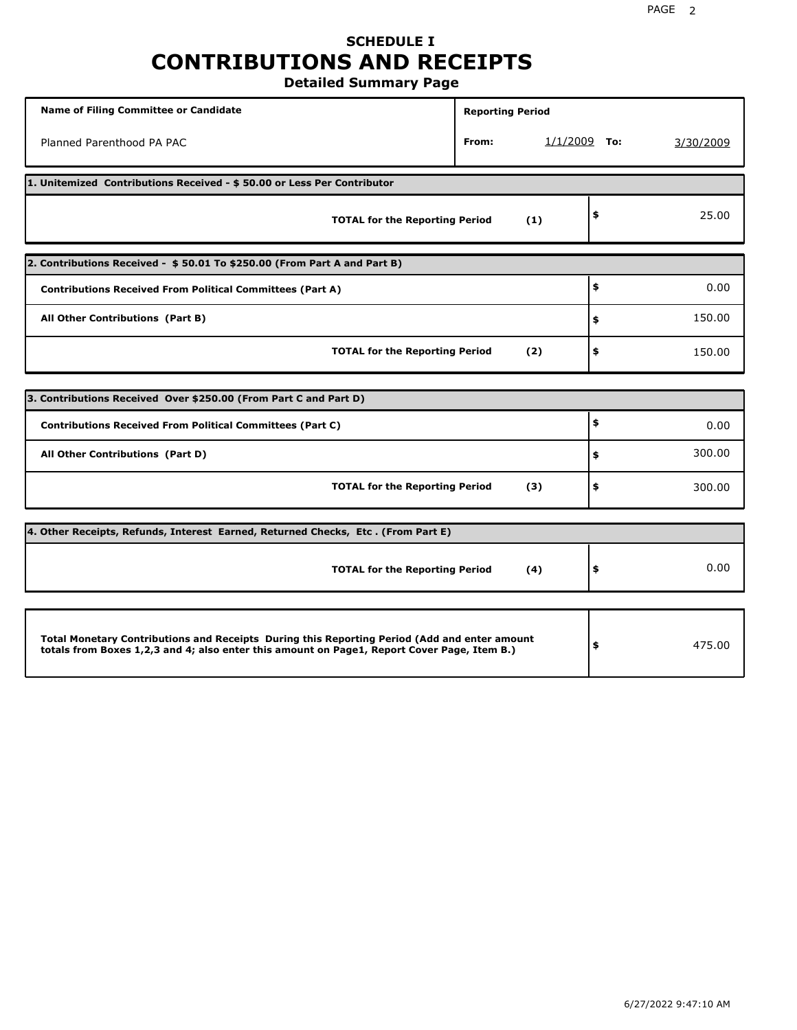# SCHEDULE I
# CONTRIBUTIONS AND RECEIPTS
## Detailed Summary Page

| Name of Filing Committee or Candidate | Reporting Period | | | |
|---|---|---|---|---|
| Planned Parenthood PA PAC | From: | 1/1/2009 | To: | 3/30/2009 |

| 1. Unitemized Contributions Received - $ 50.00 or Less Per Contributor | | |
|---|---|---|
| **TOTAL for the Reporting Period** | **(1)** | $ 25.00 |

| 2. Contributions Received - $ 50.01 To $250.00 (From Part A and Part B) | | |
|---|---|---|
| **Contributions Received From Political Committees (Part A)** | | $ 0.00 |
| **All Other Contributions (Part B)** | | $ 150.00 |
| **TOTAL for the Reporting Period** | **(2)** | $ 150.00 |

| 3. Contributions Received Over $250.00 (From Part C and Part D) | | |
|---|---|---|
| **Contributions Received From Political Committees (Part C)** | | $ 0.00 |
| **All Other Contributions (Part D)** | | $ 300.00 |
| **TOTAL for the Reporting Period** | **(3)** | $ 300.00 |

| 4. Other Receipts, Refunds, Interest Earned, Returned Checks, Etc . (From Part E) | | |
|---|---|---|
| **TOTAL for the Reporting Period** | **(4)** | $ 0.00 |

| **Total Monetary Contributions and Receipts During this Reporting Period (Add and enter amount totals from Boxes 1,2,3 and 4; also enter this amount on Page1, Report Cover Page, Item B.)** | $ 475.00 |
|---|---|

6/27/2022 9:47:10 AM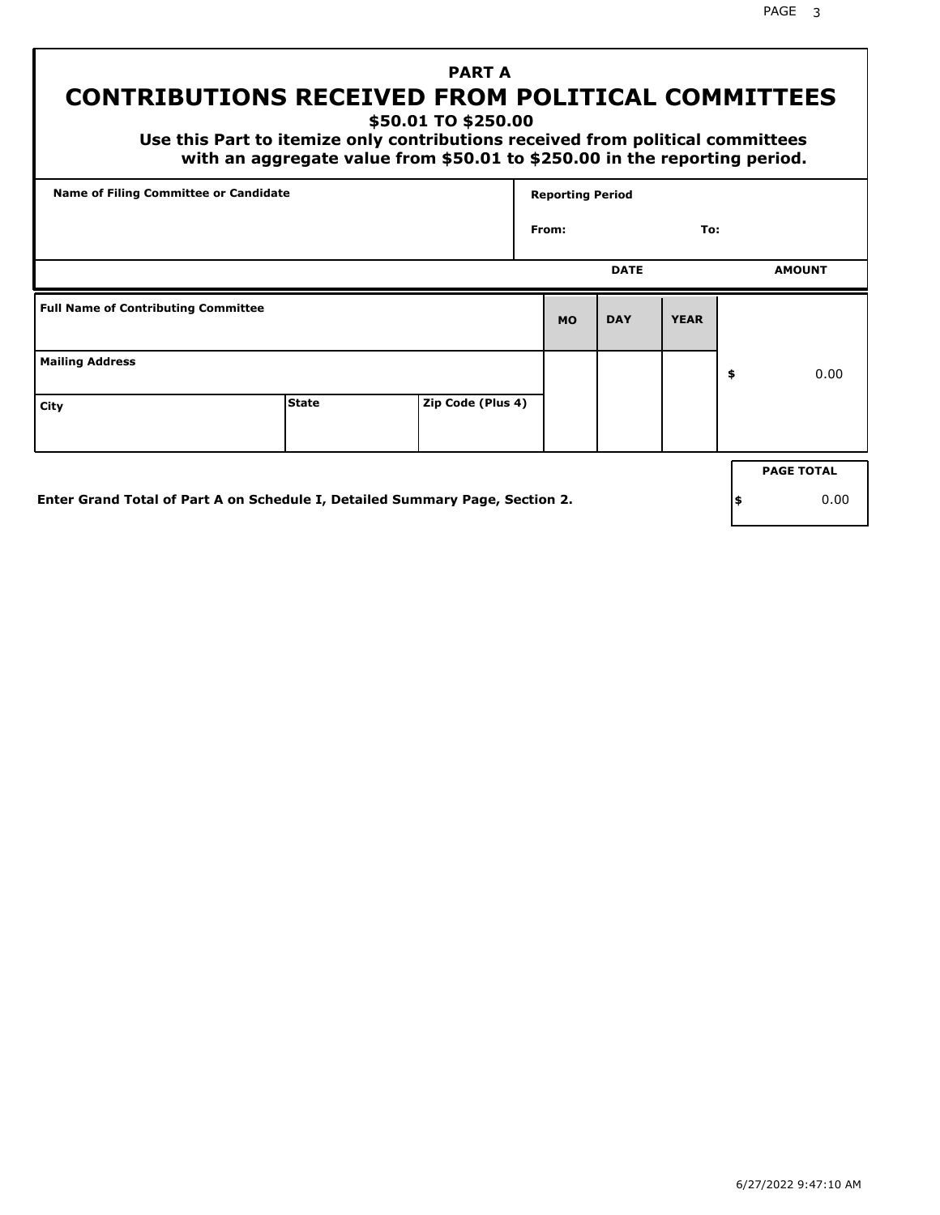# PART A
# CONTRIBUTIONS RECEIVED FROM POLITICAL COMMITTEES

**$50.01 TO $250.00**

**Use this Part to itemize only contributions received from political committees with an aggregate value from $50.01 to $250.00 in the reporting period.**

| Name of Filing Committee or Candidate | Reporting Period |
|---|---|
| | From: To: |

| Full Name of Contributing Committee | | | DATE MO | DAY | YEAR | AMOUNT |
|---|---|---|---|---|---|---|
| Mailing Address | | | | | | $ 0.00 |
| City | State | Zip Code (Plus 4) | | | | |

**Enter Grand Total of Part A on Schedule I, Detailed Summary Page, Section 2.**

| PAGE TOTAL |
|---|
| $ 0.00 |

6/27/2022 9:47:10 AM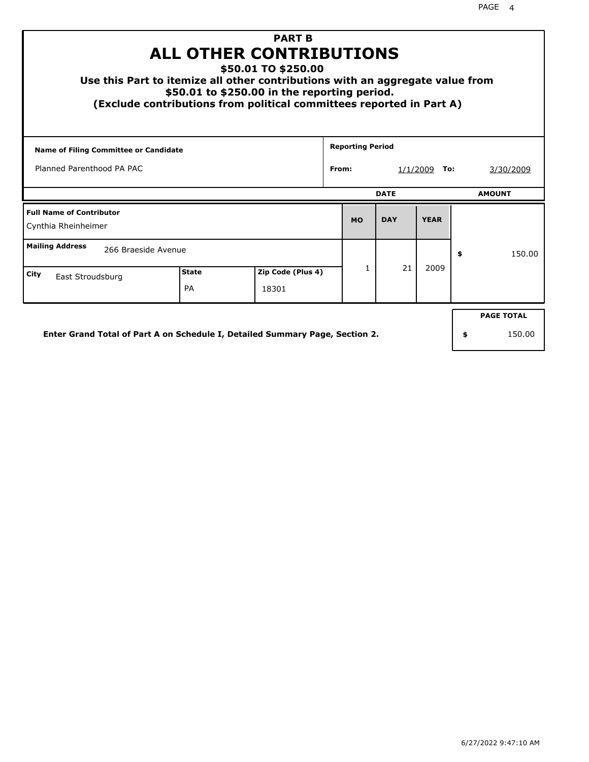# PART B
# ALL OTHER CONTRIBUTIONS
## $50.01 TO $250.00

**Use this Part to itemize all other contributions with an aggregate value from $50.01 to $250.00 in the reporting period.**
**(Exclude contributions from political committees reported in Part A)**

| Name of Filing Committee or Candidate | Reporting Period | |
|---|---|---|
| Planned Parenthood PA PAC | From: 1/1/2009 | To: 3/30/2009 |

| Full Name of Contributor | Mailing Address | City | State | Zip Code (Plus 4) | MO | DAY | YEAR | AMOUNT |
|---|---|---|---|---|---|---|---|---|
| Cynthia Rheinheimer | 266 Braeside Avenue | East Stroudsburg | PA | 18301 | 1 | 21 | 2009 | $ 150.00 |

**Enter Grand Total of Part A on Schedule I, Detailed Summary Page, Section 2.**

| PAGE TOTAL |
|---|
| $ 150.00 |

6/27/2022 9:47:10 AM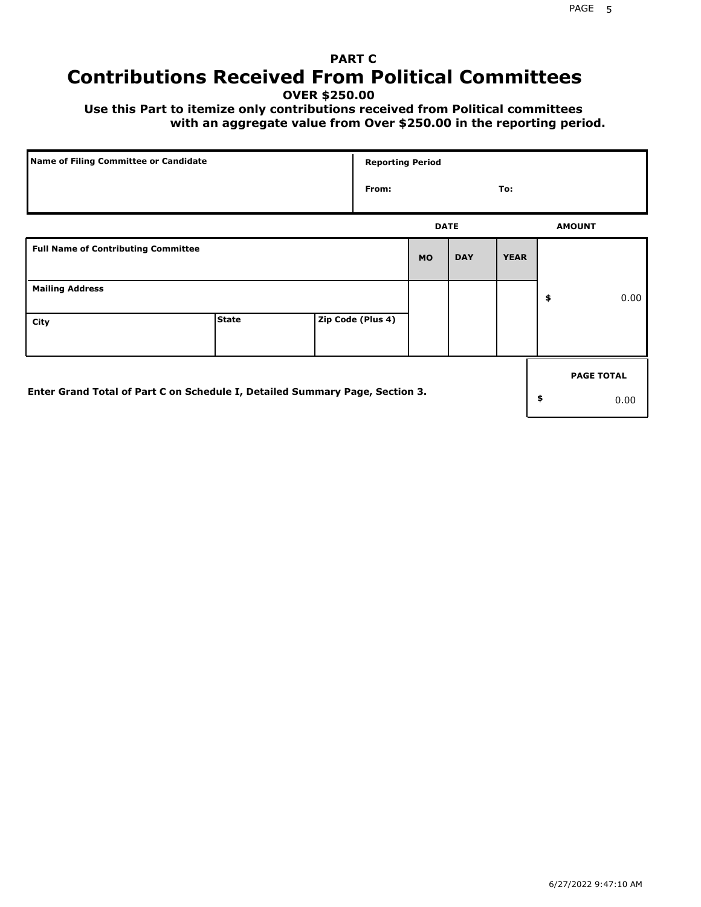## PART C

# Contributions Received From Political Committees

**OVER $250.00**

**Use this Part to itemize only contributions received from Political committees with an aggregate value from Over $250.00 in the reporting period.**

| Name of Filing Committee or Candidate | Reporting Period |
|---|---|
| | From: To: |

| Full Name of Contributing Committee | | | DATE MO | DAY | YEAR | AMOUNT |
|---|---|---|---|---|---|---|
| Mailing Address | | | | | | $ 0.00 |
| City | State | Zip Code (Plus 4) | | | | |

**Enter Grand Total of Part C on Schedule I, Detailed Summary Page, Section 3.**

| PAGE TOTAL |
|---|
| $ 0.00 |

6/27/2022 9:47:10 AM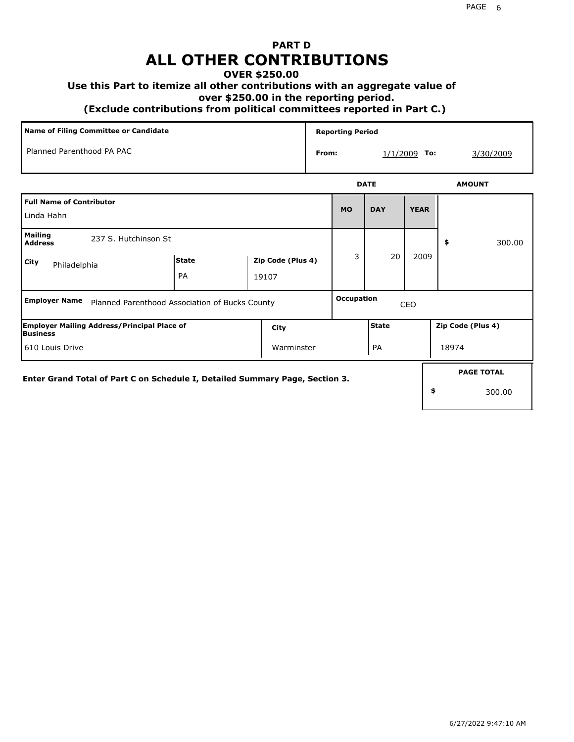# PART D
# ALL OTHER CONTRIBUTIONS

**OVER $250.00**

**Use this Part to itemize all other contributions with an aggregate value of over $250.00 in the reporting period.**

**(Exclude contributions from political committees reported in Part C.)**

| Name of Filing Committee or Candidate | Reporting Period |
|---|---|
| Planned Parenthood PA PAC | From: 1/1/2009 To: 3/30/2009 |

| Full Name of Contributor | | | DATE MO | DATE DAY | DATE YEAR | AMOUNT |
|---|---|---|---|---|---|---|
| Linda Hahn | | | 3 | 20 | 2009 | $ 300.00 |
| **Mailing Address** 237 S. Hutchinson St | | | | | | |
| **City** Philadelphia | **State** PA | **Zip Code (Plus 4)** 19107 | | | | |
| **Employer Name** Planned Parenthood Association of Bucks County | | | **Occupation** CEO | | | |
| **Employer Mailing Address/Principal Place of Business** 610 Louis Drive | **City** Warminster | | **State** PA | | **Zip Code (Plus 4)** 18974 | |

**Enter Grand Total of Part C on Schedule I, Detailed Summary Page, Section 3.**

| PAGE TOTAL |
|---|
| $ 300.00 |

6/27/2022 9:47:10 AM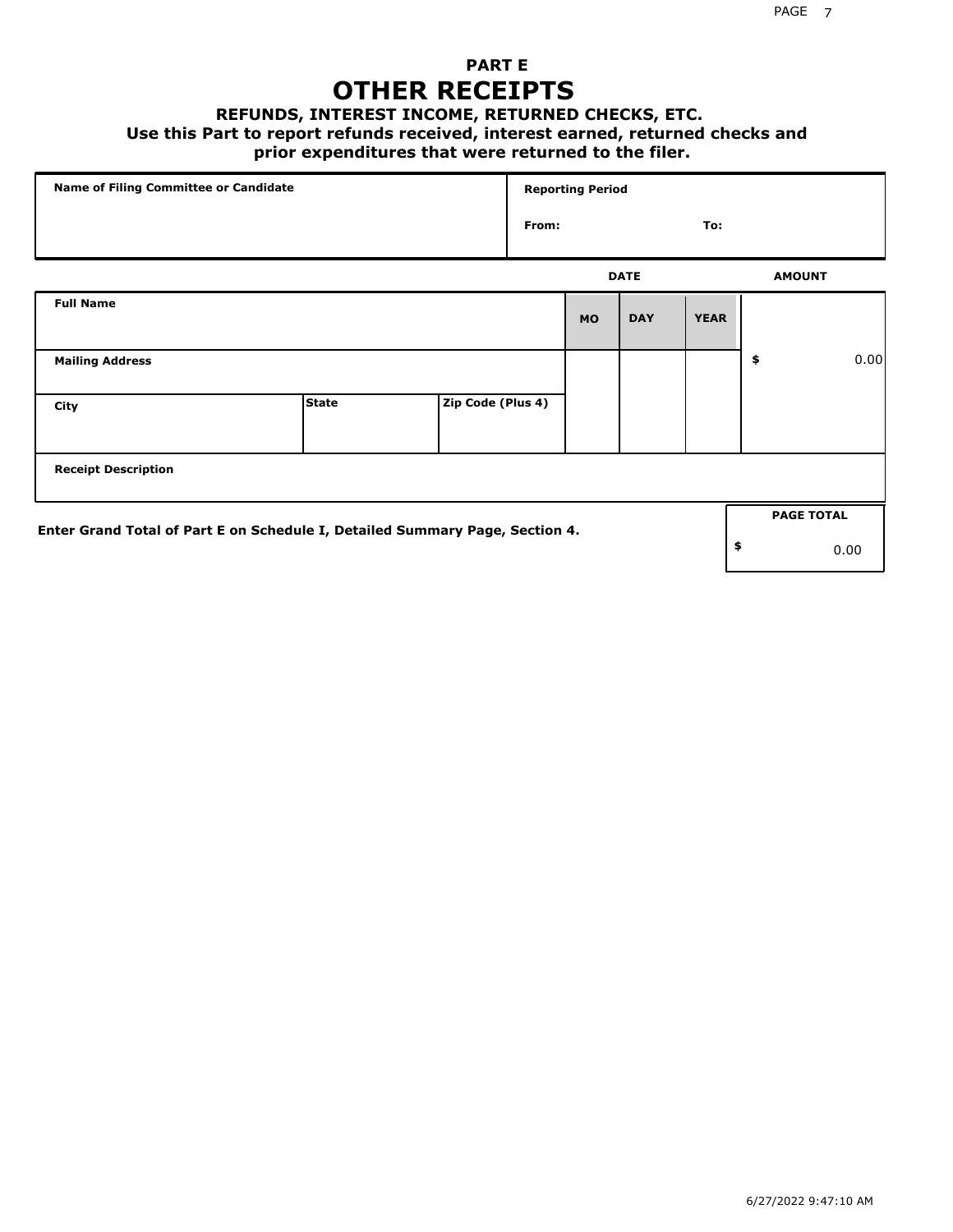## PART E

# OTHER RECEIPTS

### REFUNDS, INTEREST INCOME, RETURNED CHECKS, ETC.

**Use this Part to report refunds received, interest earned, returned checks and prior expenditures that were returned to the filer.**

| Name of Filing Committee or Candidate | Reporting Period |
|---|---|
| | From: To: |

| Full Name | | | DATE MO | DAY | YEAR | AMOUNT |
|---|---|---|---|---|---|---|
| Mailing Address | | | | | | $ 0.00 |
| City | State | Zip Code (Plus 4) | | | | |
| Receipt Description | | | | | | |

**Enter Grand Total of Part E on Schedule I, Detailed Summary Page, Section 4.**

| PAGE TOTAL |
|---|
| $ 0.00 |

6/27/2022 9:47:10 AM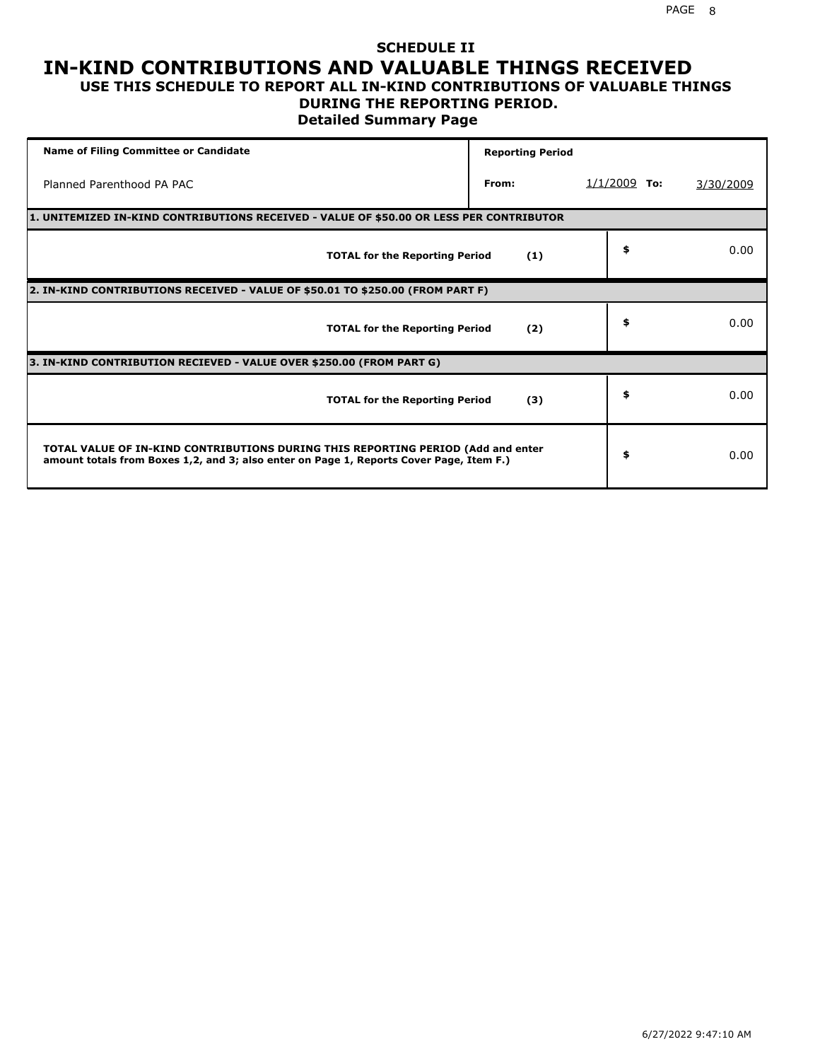## SCHEDULE II

# IN-KIND CONTRIBUTIONS AND VALUABLE THINGS RECEIVED

### USE THIS SCHEDULE TO REPORT ALL IN-KIND CONTRIBUTIONS OF VALUABLE THINGS DURING THE REPORTING PERIOD.

### Detailed Summary Page

| Name of Filing Committee or Candidate | Reporting Period | | | |
|---|---|---|---|---|
| Planned Parenthood PA PAC | From: | 1/1/2009 | To: | 3/30/2009 |

| **1. UNITEMIZED IN-KIND CONTRIBUTIONS RECEIVED - VALUE OF $50.00 OR LESS PER CONTRIBUTOR** | | |
|---|---|---|
| **TOTAL for the Reporting Period** | **(1)** | $ 0.00 |
| **2. IN-KIND CONTRIBUTIONS RECEIVED - VALUE OF $50.01 TO $250.00 (FROM PART F)** | | |
| **TOTAL for the Reporting Period** | **(2)** | $ 0.00 |
| **3. IN-KIND CONTRIBUTION RECIEVED - VALUE OVER $250.00 (FROM PART G)** | | |
| **TOTAL for the Reporting Period** | **(3)** | $ 0.00 |
| **TOTAL VALUE OF IN-KIND CONTRIBUTIONS DURING THIS REPORTING PERIOD (Add and enter amount totals from Boxes 1,2, and 3; also enter on Page 1, Reports Cover Page, Item F.)** | | $ 0.00 |

6/27/2022 9:47:10 AM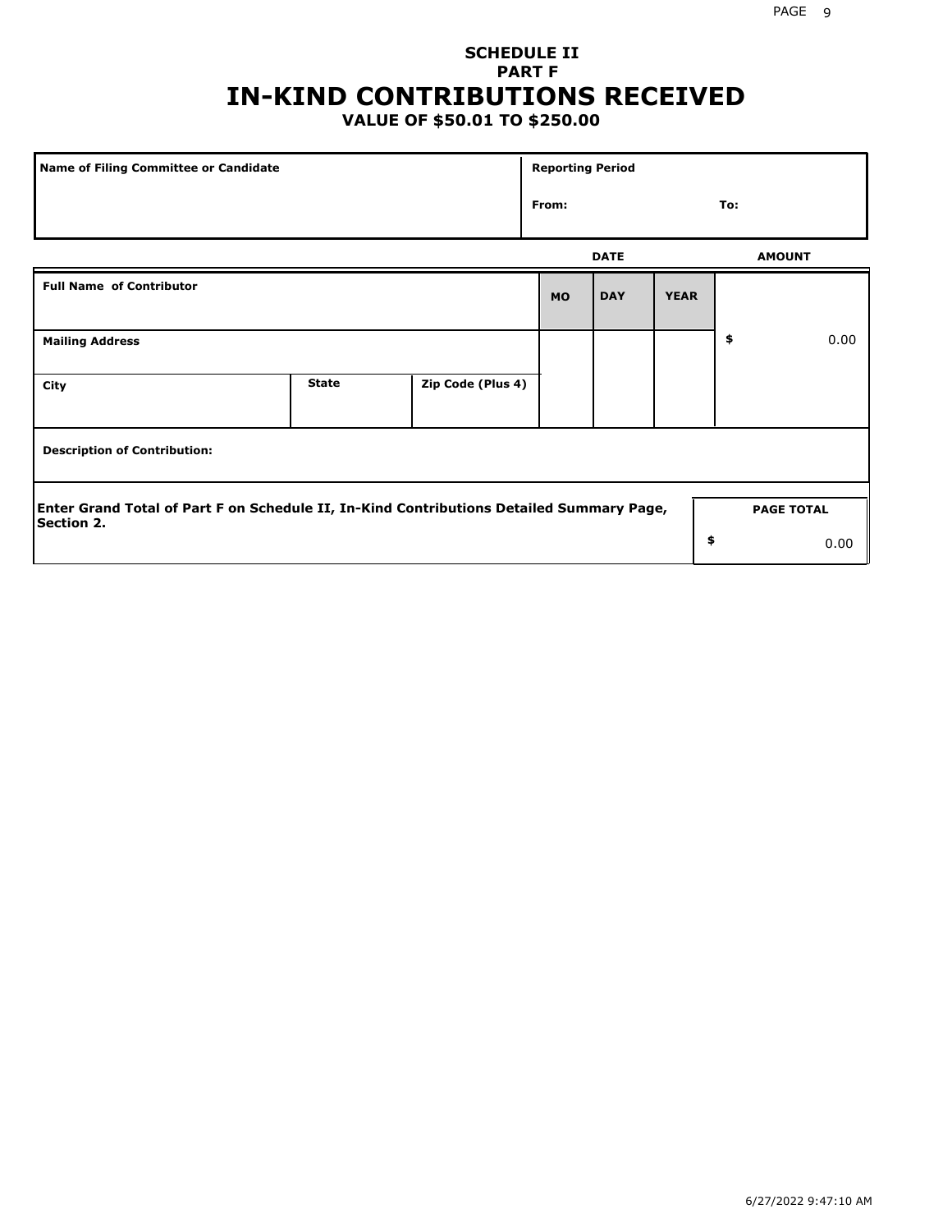## SCHEDULE II
## PART F
# IN-KIND CONTRIBUTIONS RECEIVED
### VALUE OF $50.01 TO $250.00

| Name of Filing Committee or Candidate | Reporting Period | |
|---|---|---|
| | From: | To: |

| | | | DATE | | | AMOUNT |
|---|---|---|---|---|---|---|
| **Full Name of Contributor** | | | **MO** | **DAY** | **YEAR** | |
| **Mailing Address** | | | | | | $ 0.00 |
| **City** | **State** | **Zip Code (Plus 4)** | | | | |
| **Description of Contribution:** | | | | | | |

**Enter Grand Total of Part F on Schedule II, In-Kind Contributions Detailed Summary Page, Section 2.**

| PAGE TOTAL |
|---|
| $ 0.00 |

6/27/2022 9:47:10 AM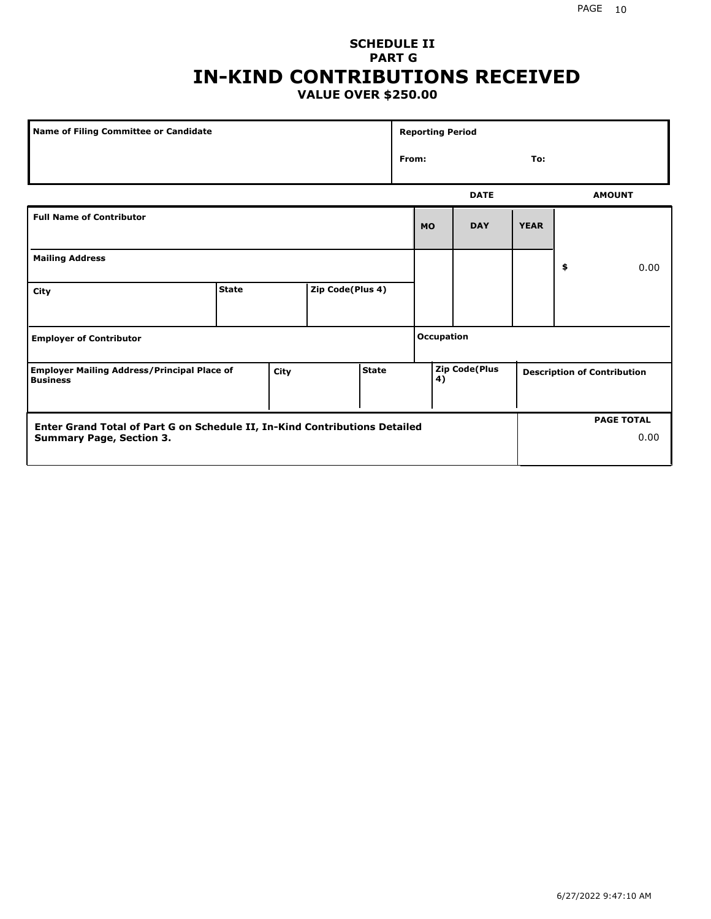# SCHEDULE II
## PART G
# IN-KIND CONTRIBUTIONS RECEIVED
### VALUE OVER $250.00

| Name of Filing Committee or Candidate | Reporting Period |
|---|---|
| | From: To: |

| | | | | DATE | | | AMOUNT |
|---|---|---|---|---|---|---|---|
| **Full Name of Contributor** | | | | **MO** | **DAY** | **YEAR** | |
| **Mailing Address** | | | | | | | $ 0.00 |
| **City** | **State** | **Zip Code(Plus 4)** | | | | | |
| **Employer of Contributor** | | | | **Occupation** | | | |
| **Employer Mailing Address/Principal Place of Business** | **City** | **State** | | **Zip Code(Plus 4)** | | **Description of Contribution** | |

| Enter Grand Total of Part G on Schedule II, In-Kind Contributions Detailed Summary Page, Section 3. | PAGE TOTAL |
|---|---|
| | 0.00 |

6/27/2022 9:47:10 AM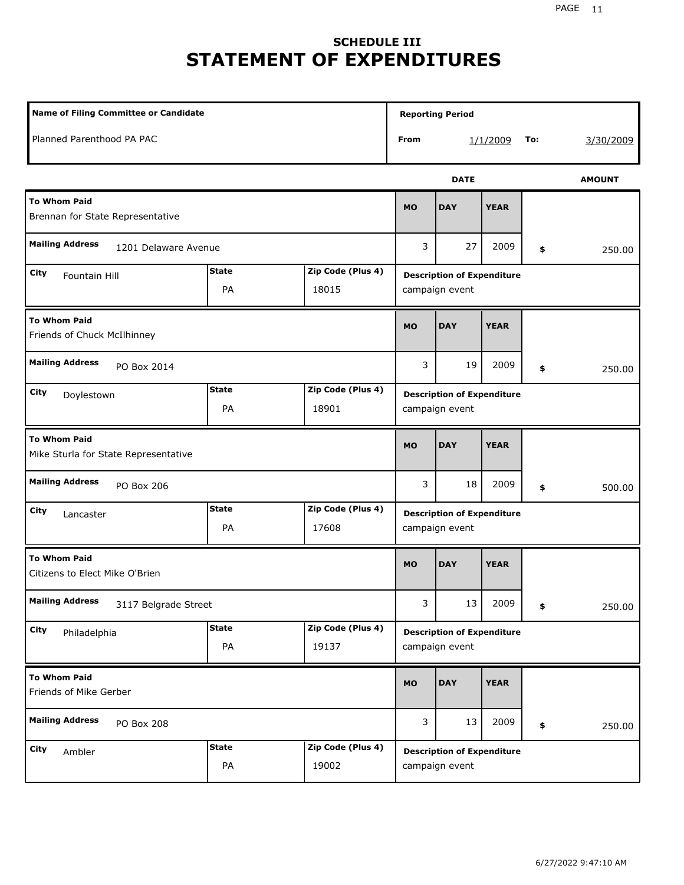## SCHEDULE III
# STATEMENT OF EXPENDITURES

| Name of Filing Committee or Candidate | Reporting Period From | To |
|---|---|---|
| Planned Parenthood PA PAC | 1/1/2009 | 3/30/2009 |

| To Whom Paid | Mailing Address | City | State | Zip Code (Plus 4) | MO | DAY | YEAR | AMOUNT | Description of Expenditure |
|---|---|---|---|---|---|---|---|---|---|
| Brennan for State Representative | 1201 Delaware Avenue | Fountain Hill | PA | 18015 | 3 | 27 | 2009 | $ 250.00 | campaign event |
| Friends of Chuck McIlhinney | PO Box 2014 | Doylestown | PA | 18901 | 3 | 19 | 2009 | $ 250.00 | campaign event |
| Mike Sturla for State Representative | PO Box 206 | Lancaster | PA | 17608 | 3 | 18 | 2009 | $ 500.00 | campaign event |
| Citizens to Elect Mike O'Brien | 3117 Belgrade Street | Philadelphia | PA | 19137 | 3 | 13 | 2009 | $ 250.00 | campaign event |
| Friends of Mike Gerber | PO Box 208 | Ambler | PA | 19002 | 3 | 13 | 2009 | $ 250.00 | campaign event |

6/27/2022 9:47:10 AM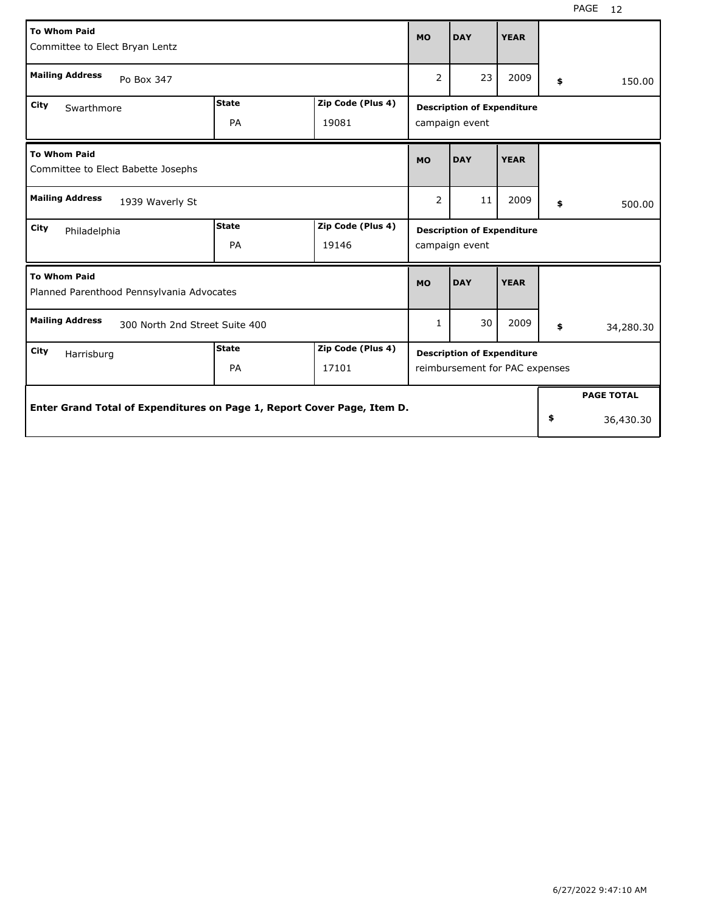| To Whom Paid | MO | DAY | YEAR | |
| --- | --- | --- | --- | --- |
| Committee to Elect Bryan Lentz | | | | |
| **Mailing Address** Po Box 347 | 2 | 23 | 2009 | $ 150.00 |
| **City** Swarthmore / **State** PA / **Zip Code (Plus 4)** 19081 | **Description of Expenditure** campaign event | | | |

| To Whom Paid | MO | DAY | YEAR | |
| --- | --- | --- | --- | --- |
| Committee to Elect Babette Josephs | | | | |
| **Mailing Address** 1939 Waverly St | 2 | 11 | 2009 | $ 500.00 |
| **City** Philadelphia / **State** PA / **Zip Code (Plus 4)** 19146 | **Description of Expenditure** campaign event | | | |

| To Whom Paid | MO | DAY | YEAR | |
| --- | --- | --- | --- | --- |
| Planned Parenthood Pennsylvania Advocates | | | | |
| **Mailing Address** 300 North 2nd Street Suite 400 | 1 | 30 | 2009 | $ 34,280.30 |
| **City** Harrisburg / **State** PA / **Zip Code (Plus 4)** 17101 | **Description of Expenditure** reimbursement for PAC expenses | | | |

| | |
| --- | --- |
| **Enter Grand Total of Expenditures on Page 1, Report Cover Page, Item D.** | **PAGE TOTAL** $ 36,430.30 |

6/27/2022 9:47:10 AM